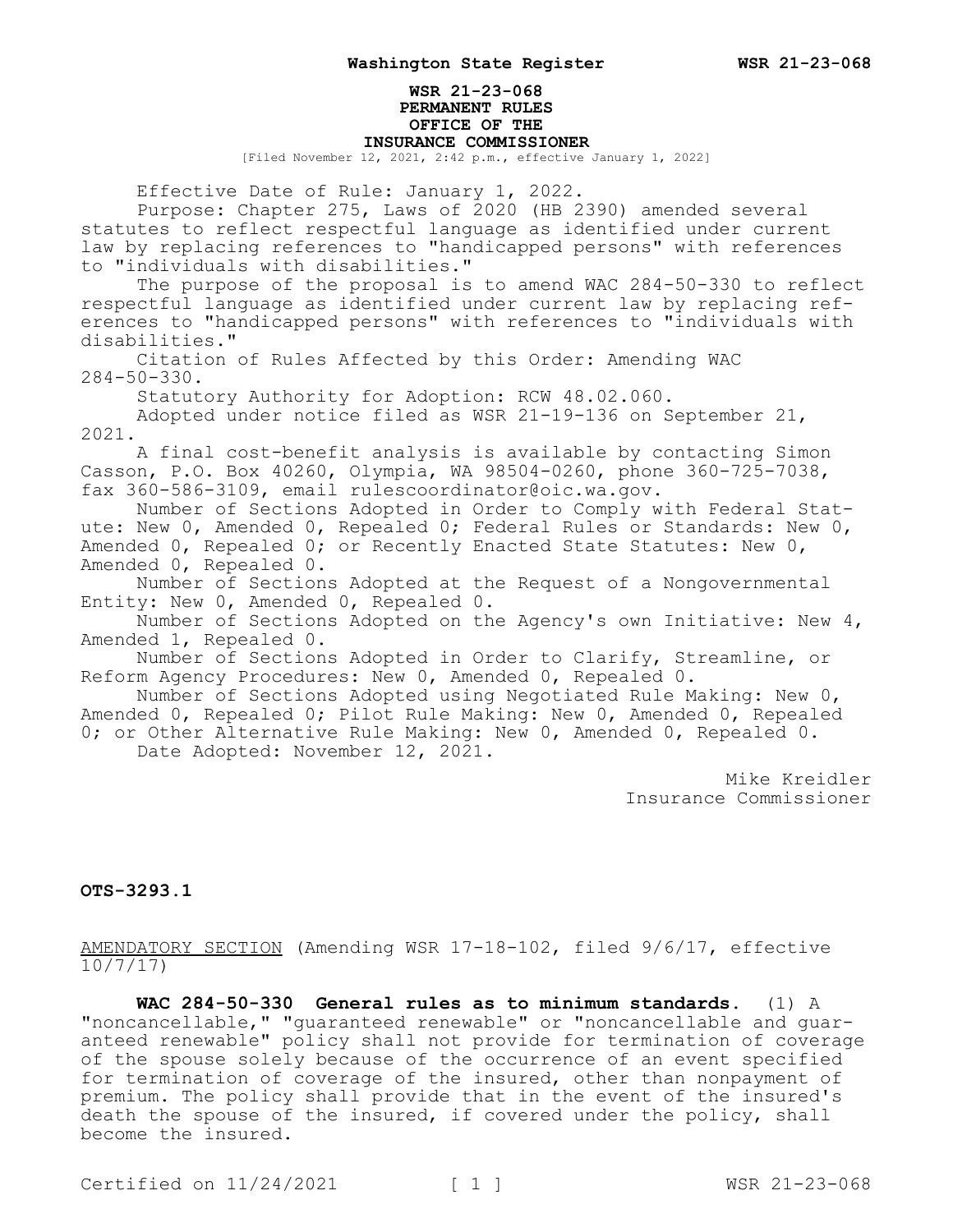**WSR 21-23-068**
**PERMANENT RULES**
**OFFICE OF THE**
**INSURANCE COMMISSIONER**

[Filed November 12, 2021, 2:42 p.m., effective January 1, 2022]

Effective Date of Rule: January 1, 2022.

Purpose: Chapter 275, Laws of 2020 (HB 2390) amended several statutes to reflect respectful language as identified under current law by replacing references to "handicapped persons" with references to "individuals with disabilities."

The purpose of the proposal is to amend WAC 284-50-330 to reflect respectful language as identified under current law by replacing references to "handicapped persons" with references to "individuals with disabilities."

Citation of Rules Affected by this Order: Amending WAC 284-50-330.

Statutory Authority for Adoption: RCW 48.02.060.

Adopted under notice filed as WSR 21-19-136 on September 21, 2021.

A final cost-benefit analysis is available by contacting Simon Casson, P.O. Box 40260, Olympia, WA 98504-0260, phone 360-725-7038, fax 360-586-3109, email rulescoordinator@oic.wa.gov.

Number of Sections Adopted in Order to Comply with Federal Statute: New 0, Amended 0, Repealed 0; Federal Rules or Standards: New 0, Amended 0, Repealed 0; or Recently Enacted State Statutes: New 0, Amended 0, Repealed 0.

Number of Sections Adopted at the Request of a Nongovernmental Entity: New 0, Amended 0, Repealed 0.

Number of Sections Adopted on the Agency's own Initiative: New 4, Amended 1, Repealed 0.

Number of Sections Adopted in Order to Clarify, Streamline, or Reform Agency Procedures: New 0, Amended 0, Repealed 0.

Number of Sections Adopted using Negotiated Rule Making: New 0, Amended 0, Repealed 0; Pilot Rule Making: New 0, Amended 0, Repealed 0; or Other Alternative Rule Making: New 0, Amended 0, Repealed 0.

Date Adopted: November 12, 2021.

Mike Kreidler
Insurance Commissioner

**OTS-3293.1**

AMENDATORY SECTION (Amending WSR 17-18-102, filed 9/6/17, effective 10/7/17)

**WAC 284-50-330 General rules as to minimum standards.** (1) A "noncancellable," "guaranteed renewable" or "noncancellable and guaranteed renewable" policy shall not provide for termination of coverage of the spouse solely because of the occurrence of an event specified for termination of coverage of the insured, other than nonpayment of premium. The policy shall provide that in the event of the insured's death the spouse of the insured, if covered under the policy, shall become the insured.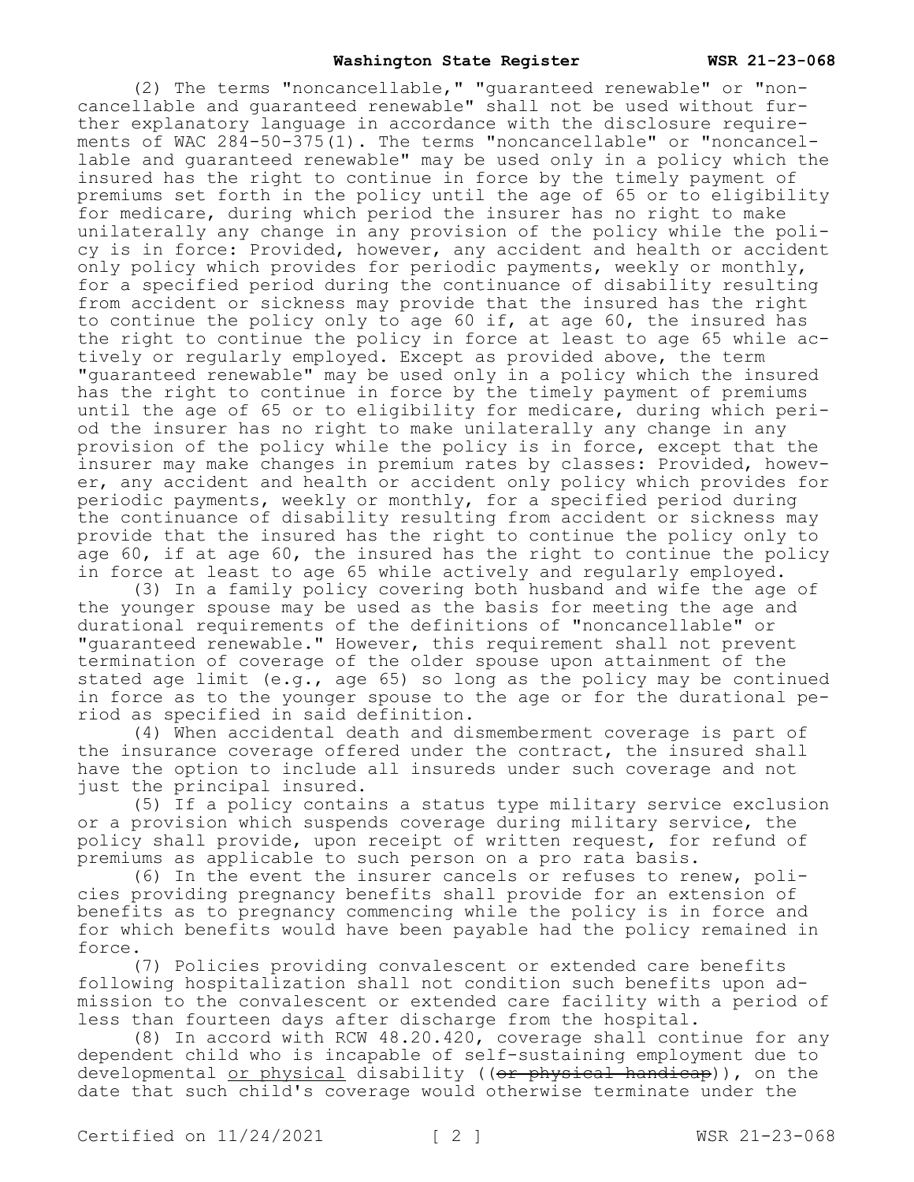(2) The terms "noncancellable," "guaranteed renewable" or "noncancellable and guaranteed renewable" shall not be used without further explanatory language in accordance with the disclosure requirements of WAC 284-50-375(1). The terms "noncancellable" or "noncancellable and guaranteed renewable" may be used only in a policy which the insured has the right to continue in force by the timely payment of premiums set forth in the policy until the age of 65 or to eligibility for medicare, during which period the insurer has no right to make unilaterally any change in any provision of the policy while the policy is in force: Provided, however, any accident and health or accident only policy which provides for periodic payments, weekly or monthly, for a specified period during the continuance of disability resulting from accident or sickness may provide that the insured has the right to continue the policy only to age 60 if, at age 60, the insured has the right to continue the policy in force at least to age 65 while actively or regularly employed. Except as provided above, the term "guaranteed renewable" may be used only in a policy which the insured has the right to continue in force by the timely payment of premiums until the age of 65 or to eligibility for medicare, during which period the insurer has no right to make unilaterally any change in any provision of the policy while the policy is in force, except that the insurer may make changes in premium rates by classes: Provided, however, any accident and health or accident only policy which provides for periodic payments, weekly or monthly, for a specified period during the continuance of disability resulting from accident or sickness may provide that the insured has the right to continue the policy only to age 60, if at age 60, the insured has the right to continue the policy in force at least to age 65 while actively and regularly employed.

(3) In a family policy covering both husband and wife the age of the younger spouse may be used as the basis for meeting the age and durational requirements of the definitions of "noncancellable" or "guaranteed renewable." However, this requirement shall not prevent termination of coverage of the older spouse upon attainment of the stated age limit (e.g., age 65) so long as the policy may be continued in force as to the younger spouse to the age or for the durational period as specified in said definition.

(4) When accidental death and dismemberment coverage is part of the insurance coverage offered under the contract, the insured shall have the option to include all insureds under such coverage and not just the principal insured.

(5) If a policy contains a status type military service exclusion or a provision which suspends coverage during military service, the policy shall provide, upon receipt of written request, for refund of premiums as applicable to such person on a pro rata basis.

(6) In the event the insurer cancels or refuses to renew, policies providing pregnancy benefits shall provide for an extension of benefits as to pregnancy commencing while the policy is in force and for which benefits would have been payable had the policy remained in force.

(7) Policies providing convalescent or extended care benefits following hospitalization shall not condition such benefits upon admission to the convalescent or extended care facility with a period of less than fourteen days after discharge from the hospital.

(8) In accord with RCW 48.20.420, coverage shall continue for any dependent child who is incapable of self-sustaining employment due to developmental <u>or physical</u> disability ((~~or physical handicap~~)), on the date that such child's coverage would otherwise terminate under the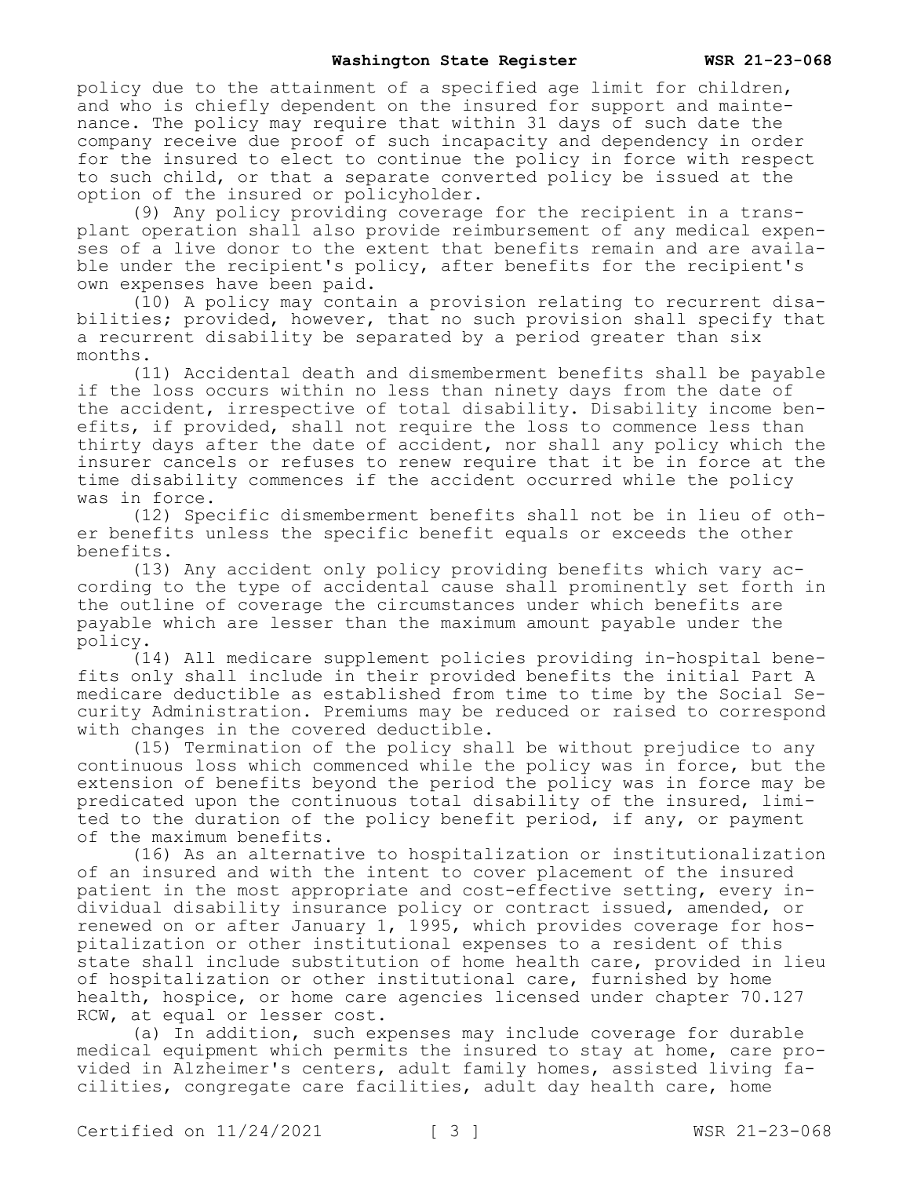policy due to the attainment of a specified age limit for children, and who is chiefly dependent on the insured for support and maintenance. The policy may require that within 31 days of such date the company receive due proof of such incapacity and dependency in order for the insured to elect to continue the policy in force with respect to such child, or that a separate converted policy be issued at the option of the insured or policyholder.

(9) Any policy providing coverage for the recipient in a transplant operation shall also provide reimbursement of any medical expenses of a live donor to the extent that benefits remain and are available under the recipient's policy, after benefits for the recipient's own expenses have been paid.

(10) A policy may contain a provision relating to recurrent disabilities; provided, however, that no such provision shall specify that a recurrent disability be separated by a period greater than six months.

(11) Accidental death and dismemberment benefits shall be payable if the loss occurs within no less than ninety days from the date of the accident, irrespective of total disability. Disability income benefits, if provided, shall not require the loss to commence less than thirty days after the date of accident, nor shall any policy which the insurer cancels or refuses to renew require that it be in force at the time disability commences if the accident occurred while the policy was in force.

(12) Specific dismemberment benefits shall not be in lieu of other benefits unless the specific benefit equals or exceeds the other benefits.

(13) Any accident only policy providing benefits which vary according to the type of accidental cause shall prominently set forth in the outline of coverage the circumstances under which benefits are payable which are lesser than the maximum amount payable under the policy.

(14) All medicare supplement policies providing in-hospital benefits only shall include in their provided benefits the initial Part A medicare deductible as established from time to time by the Social Security Administration. Premiums may be reduced or raised to correspond with changes in the covered deductible.

(15) Termination of the policy shall be without prejudice to any continuous loss which commenced while the policy was in force, but the extension of benefits beyond the period the policy was in force may be predicated upon the continuous total disability of the insured, limited to the duration of the policy benefit period, if any, or payment of the maximum benefits.

(16) As an alternative to hospitalization or institutionalization of an insured and with the intent to cover placement of the insured patient in the most appropriate and cost-effective setting, every individual disability insurance policy or contract issued, amended, or renewed on or after January 1, 1995, which provides coverage for hospitalization or other institutional expenses to a resident of this state shall include substitution of home health care, provided in lieu of hospitalization or other institutional care, furnished by home health, hospice, or home care agencies licensed under chapter 70.127 RCW, at equal or lesser cost.

(a) In addition, such expenses may include coverage for durable medical equipment which permits the insured to stay at home, care provided in Alzheimer's centers, adult family homes, assisted living facilities, congregate care facilities, adult day health care, home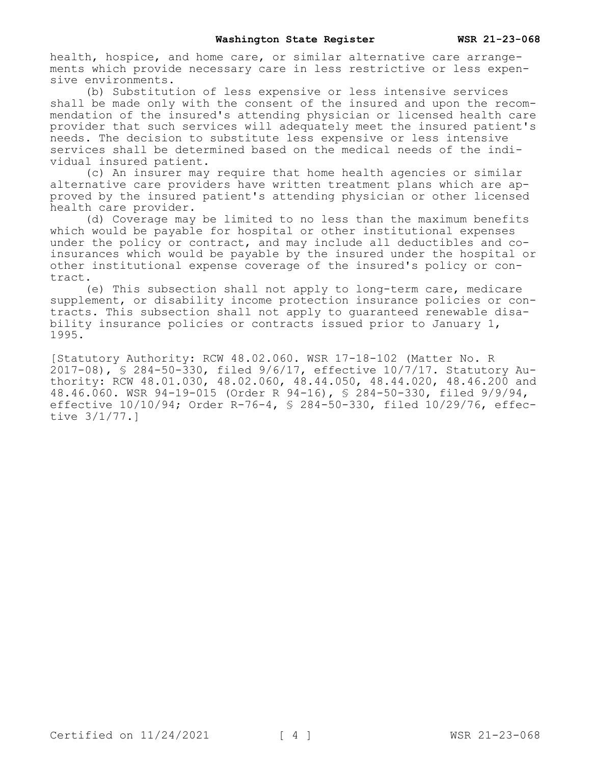health, hospice, and home care, or similar alternative care arrangements which provide necessary care in less restrictive or less expensive environments.

(b) Substitution of less expensive or less intensive services shall be made only with the consent of the insured and upon the recommendation of the insured's attending physician or licensed health care provider that such services will adequately meet the insured patient's needs. The decision to substitute less expensive or less intensive services shall be determined based on the medical needs of the individual insured patient.

(c) An insurer may require that home health agencies or similar alternative care providers have written treatment plans which are approved by the insured patient's attending physician or other licensed health care provider.

(d) Coverage may be limited to no less than the maximum benefits which would be payable for hospital or other institutional expenses under the policy or contract, and may include all deductibles and coinsurances which would be payable by the insured under the hospital or other institutional expense coverage of the insured's policy or contract.

(e) This subsection shall not apply to long-term care, medicare supplement, or disability income protection insurance policies or contracts. This subsection shall not apply to guaranteed renewable disability insurance policies or contracts issued prior to January 1, 1995.

[Statutory Authority: RCW 48.02.060. WSR 17-18-102 (Matter No. R 2017-08), § 284-50-330, filed 9/6/17, effective 10/7/17. Statutory Authority: RCW 48.01.030, 48.02.060, 48.44.050, 48.44.020, 48.46.200 and 48.46.060. WSR 94-19-015 (Order R 94-16), § 284-50-330, filed 9/9/94, effective 10/10/94; Order R-76-4, § 284-50-330, filed 10/29/76, effective 3/1/77.]